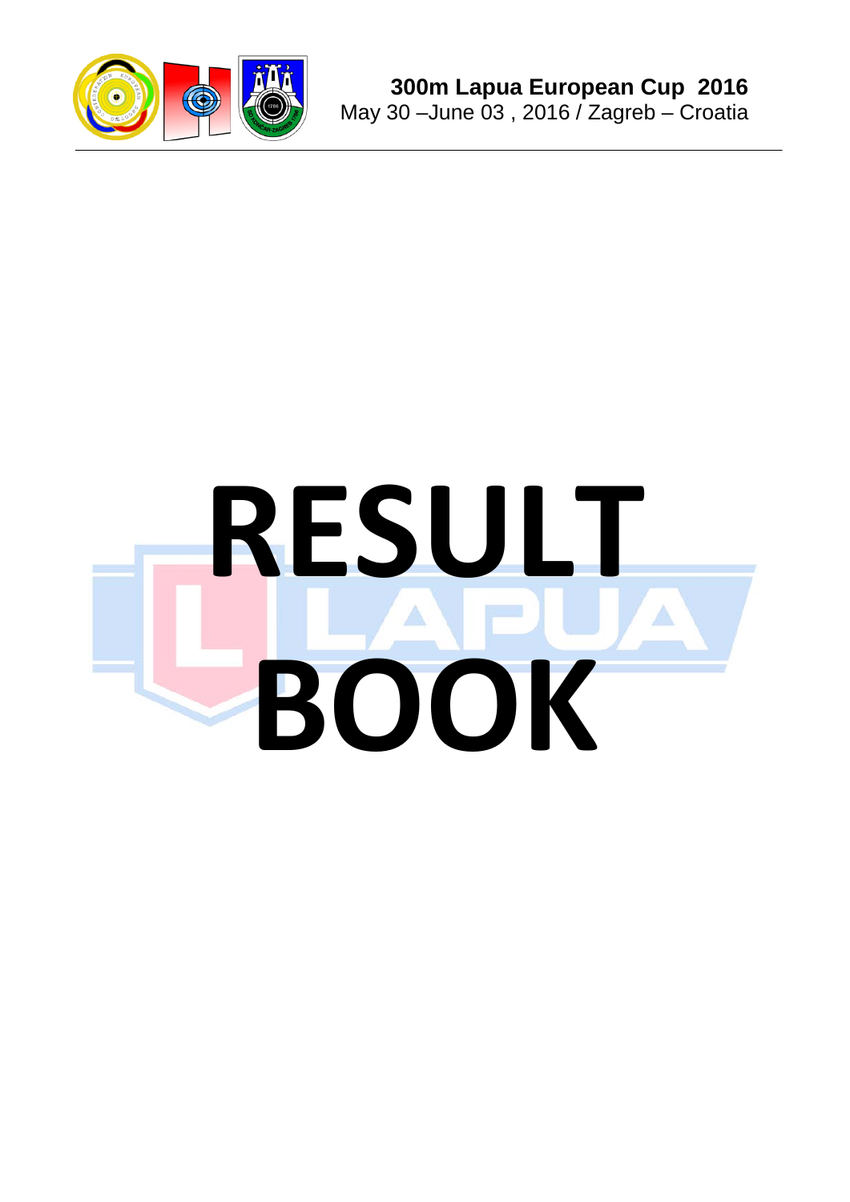**300m Lapua European Cup 2016**
May 30 –June 03 , 2016 / Zagreb – Croatia

# RESULT BOOK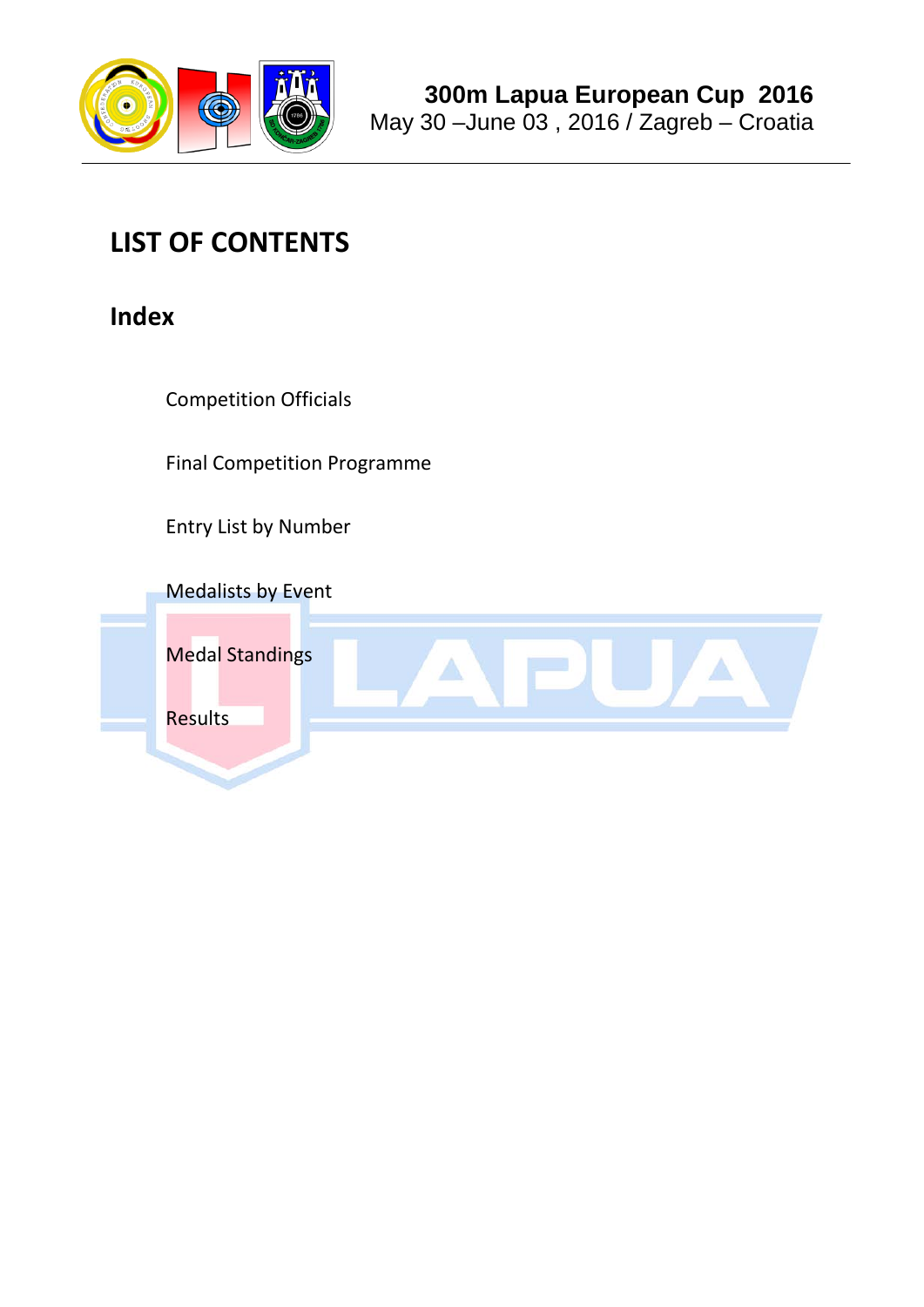# LIST OF CONTENTS

## Index

Competition Officials

Final Competition Programme

Entry List by Number

Medalists by Event

Medal Standings

Results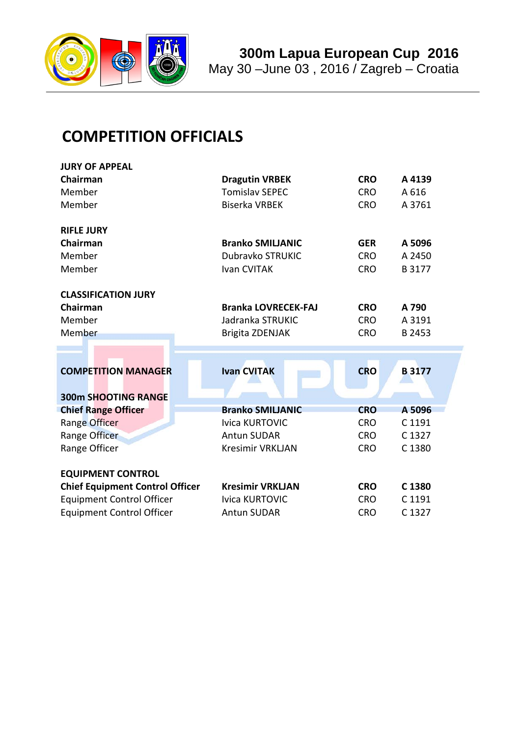# COMPETITION OFFICIALS

| | | | |
|---|---|---|---|
| **JURY OF APPEAL** | | | |
| **Chairman** | **Dragutin VRBEK** | **CRO** | **A 4139** |
| Member | Tomislav SEPEC | CRO | A 616 |
| Member | Biserka VRBEK | CRO | A 3761 |
| | | | |
| **RIFLE JURY** | | | |
| **Chairman** | **Branko SMILJANIC** | **GER** | **A 5096** |
| Member | Dubravko STRUKIC | CRO | A 2450 |
| Member | Ivan CVITAK | CRO | B 3177 |
| | | | |
| **CLASSIFICATION JURY** | | | |
| **Chairman** | **Branka LOVRECEK-FAJ** | **CRO** | **A 790** |
| Member | Jadranka STRUKIC | CRO | A 3191 |
| Member | Brigita ZDENJAK | CRO | B 2453 |
| | | | |
| **COMPETITION MANAGER** | **Ivan CVITAK** | **CRO** | **B 3177** |
| | | | |
| **300m SHOOTING RANGE** | | | |
| **Chief Range Officer** | **Branko SMILJANIC** | **CRO** | **A 5096** |
| Range Officer | Ivica KURTOVIC | CRO | C 1191 |
| Range Officer | Antun SUDAR | CRO | C 1327 |
| Range Officer | Kresimir VRKLJAN | CRO | C 1380 |
| | | | |
| **EQUIPMENT CONTROL** | | | |
| **Chief Equipment Control Officer** | **Kresimir VRKLJAN** | **CRO** | **C 1380** |
| Equipment Control Officer | Ivica KURTOVIC | CRO | C 1191 |
| Equipment Control Officer | Antun SUDAR | CRO | C 1327 |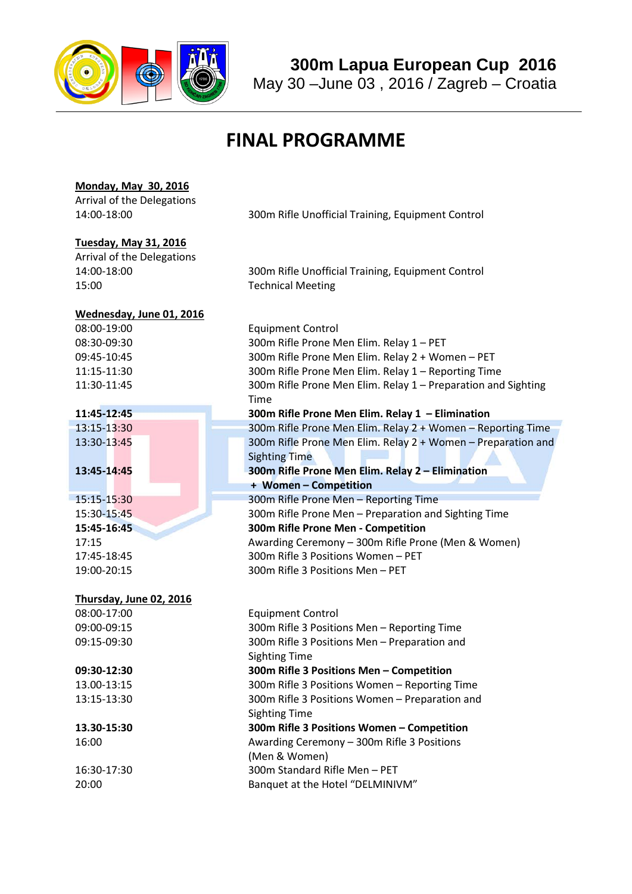# 300m Lapua European Cup 2016

May 30 –June 03 , 2016 / Zagreb – Croatia

## FINAL PROGRAMME

**Monday, May 30, 2016**

Arrival of the Delegations

| | |
|---|---|
| 14:00-18:00 | 300m Rifle Unofficial Training, Equipment Control |

**Tuesday, May 31, 2016**

Arrival of the Delegations

| | |
|---|---|
| 14:00-18:00 | 300m Rifle Unofficial Training, Equipment Control |
| 15:00 | Technical Meeting |

**Wednesday, June 01, 2016**

| | |
|---|---|
| 08:00-19:00 | Equipment Control |
| 08:30-09:30 | 300m Rifle Prone Men Elim. Relay 1 – PET |
| 09:45-10:45 | 300m Rifle Prone Men Elim. Relay 2 + Women – PET |
| 11:15-11:30 | 300m Rifle Prone Men Elim. Relay 1 – Reporting Time |
| 11:30-11:45 | 300m Rifle Prone Men Elim. Relay 1 – Preparation and Sighting Time |
| **11:45-12:45** | **300m Rifle Prone Men Elim. Relay 1 – Elimination** |
| 13:15-13:30 | 300m Rifle Prone Men Elim. Relay 2 + Women – Reporting Time |
| 13:30-13:45 | 300m Rifle Prone Men Elim. Relay 2 + Women – Preparation and Sighting Time |
| **13:45-14:45** | **300m Rifle Prone Men Elim. Relay 2 – Elimination + Women – Competition** |
| 15:15-15:30 | 300m Rifle Prone Men – Reporting Time |
| 15:30-15:45 | 300m Rifle Prone Men – Preparation and Sighting Time |
| **15:45-16:45** | **300m Rifle Prone Men - Competition** |
| 17:15 | Awarding Ceremony – 300m Rifle Prone (Men & Women) |
| 17:45-18:45 | 300m Rifle 3 Positions Women – PET |
| 19:00-20:15 | 300m Rifle 3 Positions Men – PET |

**Thursday, June 02, 2016**

| | |
|---|---|
| 08:00-17:00 | Equipment Control |
| 09:00-09:15 | 300m Rifle 3 Positions Men – Reporting Time |
| 09:15-09:30 | 300m Rifle 3 Positions Men – Preparation and Sighting Time |
| **09:30-12:30** | **300m Rifle 3 Positions Men – Competition** |
| 13.00-13:15 | 300m Rifle 3 Positions Women – Reporting Time |
| 13:15-13:30 | 300m Rifle 3 Positions Women – Preparation and Sighting Time |
| **13.30-15:30** | **300m Rifle 3 Positions Women – Competition** |
| 16:00 | Awarding Ceremony – 300m Rifle 3 Positions (Men & Women) |
| 16:30-17:30 | 300m Standard Rifle Men – PET |
| 20:00 | Banquet at the Hotel "DELMINIVM" |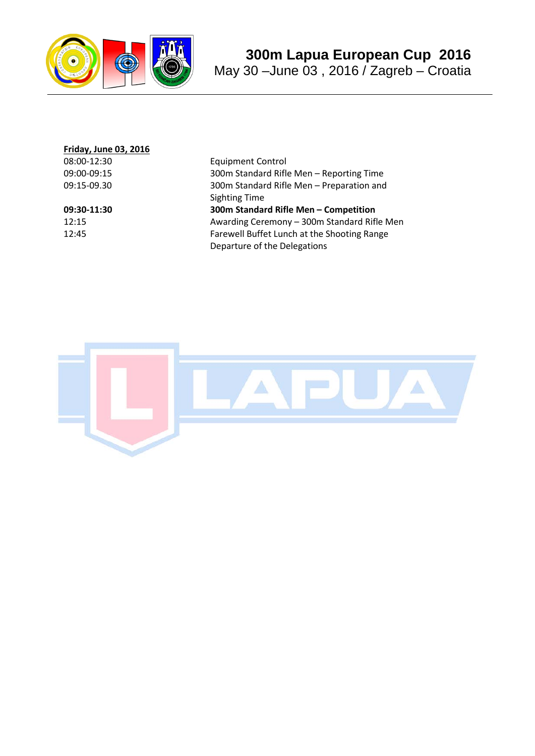**Friday, June 03, 2016**

| | |
|---|---|
| 08:00-12:30 | Equipment Control |
| 09:00-09:15 | 300m Standard Rifle Men – Reporting Time |
| 09:15-09.30 | 300m Standard Rifle Men – Preparation and Sighting Time |
| **09:30-11:30** | **300m Standard Rifle Men – Competition** |
| 12:15 | Awarding Ceremony – 300m Standard Rifle Men |
| 12:45 | Farewell Buffet Lunch at the Shooting Range |
| | Departure of the Delegations |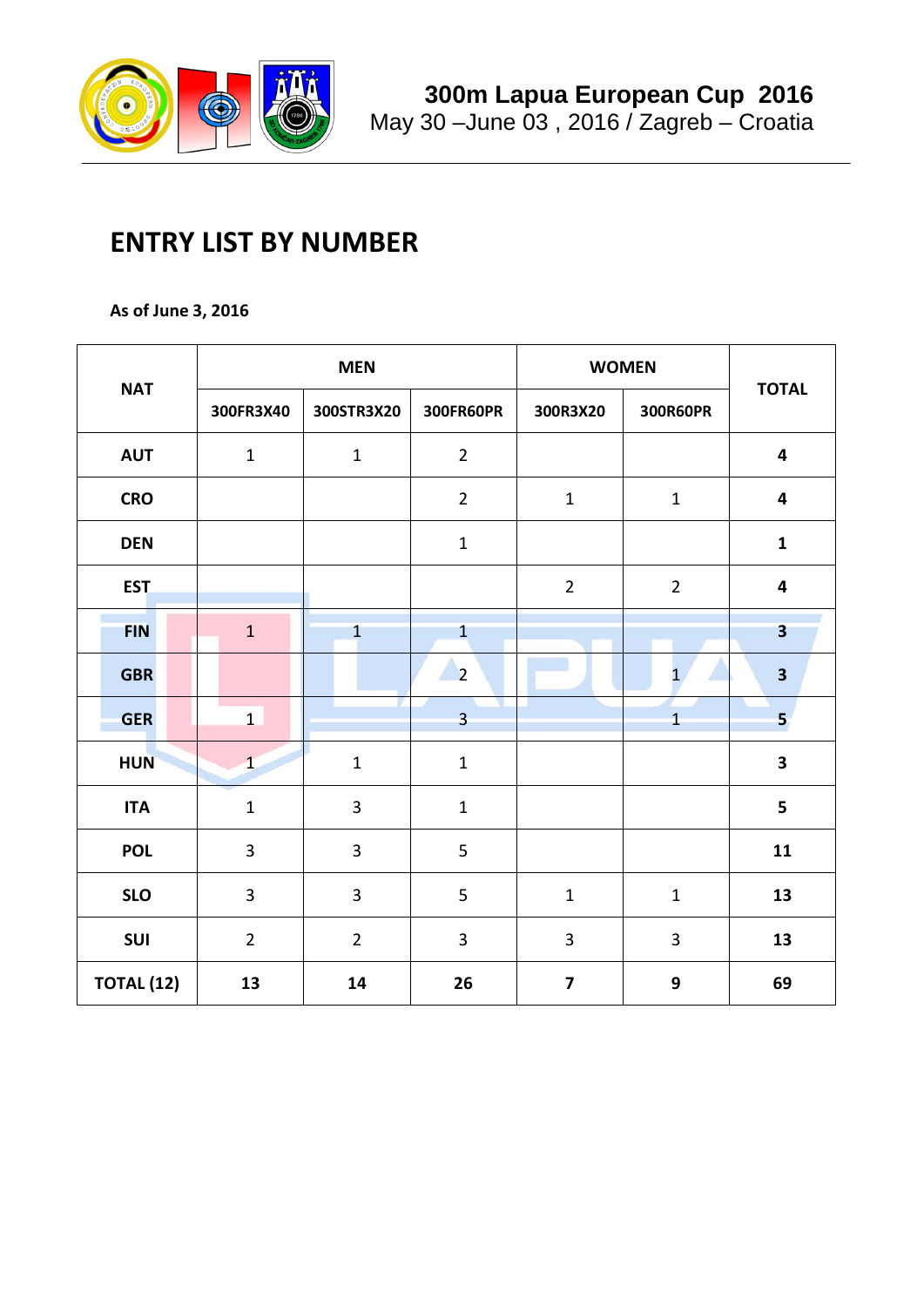## ENTRY LIST BY NUMBER

**As of June 3, 2016**

| NAT | MEN | | | WOMEN | | TOTAL |
|---|---|---|---|---|---|---|
| | 300FR3X40 | 300STR3X20 | 300FR60PR | 300R3X20 | 300R60PR | |
| **AUT** | 1 | 1 | 2 | | | **4** |
| **CRO** | | | 2 | 1 | 1 | **4** |
| **DEN** | | | 1 | | | **1** |
| **EST** | | | | 2 | 2 | **4** |
| **FIN** | 1 | 1 | 1 | | | **3** |
| **GBR** | | | 2 | | 1 | **3** |
| **GER** | 1 | | 3 | | 1 | **5** |
| **HUN** | 1 | 1 | 1 | | | **3** |
| **ITA** | 1 | 3 | 1 | | | **5** |
| **POL** | 3 | 3 | 5 | | | **11** |
| **SLO** | 3 | 3 | 5 | 1 | 1 | **13** |
| **SUI** | 2 | 2 | 3 | 3 | 3 | **13** |
| **TOTAL (12)** | **13** | **14** | **26** | **7** | **9** | **69** |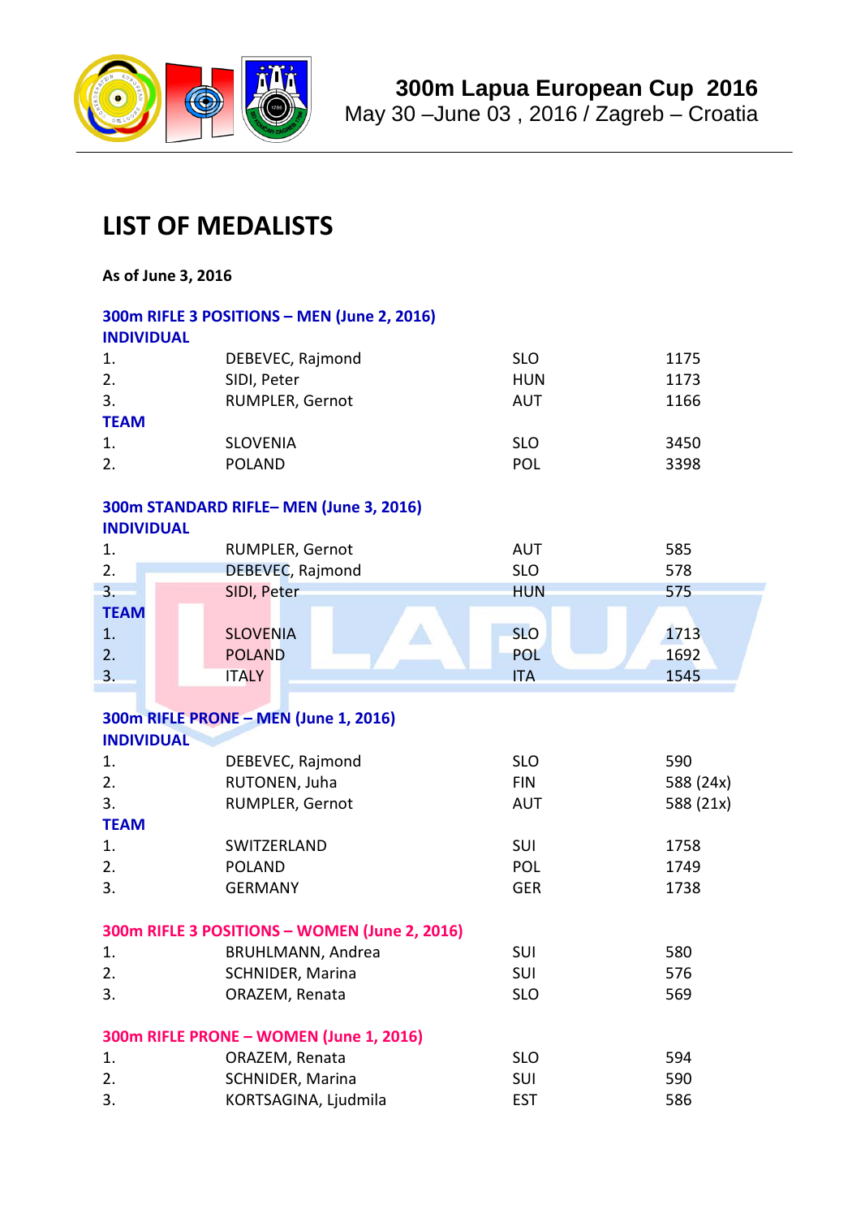# 300m Lapua European Cup 2016

May 30 –June 03 , 2016 / Zagreb – Croatia

## LIST OF MEDALISTS

**As of June 3, 2016**

### 300m RIFLE 3 POSITIONS – MEN (June 2, 2016)

**INDIVIDUAL**

| | | | |
|---|---|---|---|
| 1. | DEBEVEC, Rajmond | SLO | 1175 |
| 2. | SIDI, Peter | HUN | 1173 |
| 3. | RUMPLER, Gernot | AUT | 1166 |

**TEAM**

| | | | |
|---|---|---|---|
| 1. | SLOVENIA | SLO | 3450 |
| 2. | POLAND | POL | 3398 |

### 300m STANDARD RIFLE– MEN (June 3, 2016)

**INDIVIDUAL**

| | | | |
|---|---|---|---|
| 1. | RUMPLER, Gernot | AUT | 585 |
| 2. | DEBEVEC, Rajmond | SLO | 578 |
| 3. | SIDI, Peter | HUN | 575 |

**TEAM**

| | | | |
|---|---|---|---|
| 1. | SLOVENIA | SLO | 1713 |
| 2. | POLAND | POL | 1692 |
| 3. | ITALY | ITA | 1545 |

### 300m RIFLE PRONE – MEN (June 1, 2016)

**INDIVIDUAL**

| | | | |
|---|---|---|---|
| 1. | DEBEVEC, Rajmond | SLO | 590 |
| 2. | RUTONEN, Juha | FIN | 588 (24x) |
| 3. | RUMPLER, Gernot | AUT | 588 (21x) |

**TEAM**

| | | | |
|---|---|---|---|
| 1. | SWITZERLAND | SUI | 1758 |
| 2. | POLAND | POL | 1749 |
| 3. | GERMANY | GER | 1738 |

### 300m RIFLE 3 POSITIONS – WOMEN (June 2, 2016)

| | | | |
|---|---|---|---|
| 1. | BRUHLMANN, Andrea | SUI | 580 |
| 2. | SCHNIDER, Marina | SUI | 576 |
| 3. | ORAZEM, Renata | SLO | 569 |

### 300m RIFLE PRONE – WOMEN (June 1, 2016)

| | | | |
|---|---|---|---|
| 1. | ORAZEM, Renata | SLO | 594 |
| 2. | SCHNIDER, Marina | SUI | 590 |
| 3. | KORTSAGINA, Ljudmila | EST | 586 |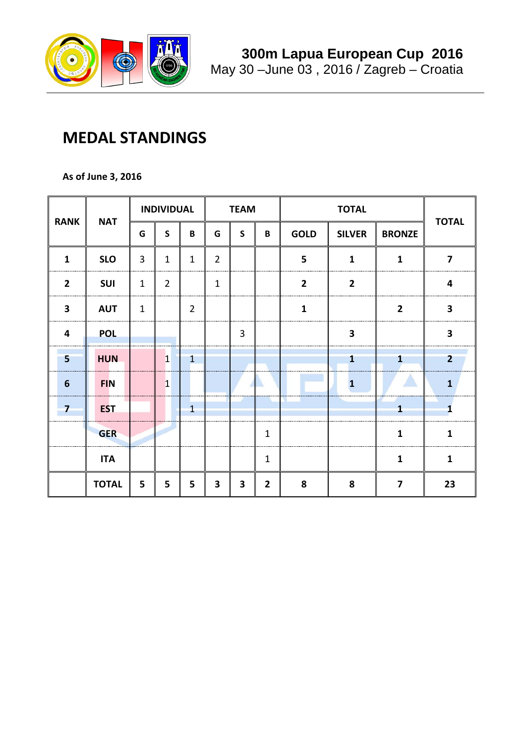# 300m Lapua European Cup 2016

May 30 –June 03 , 2016 / Zagreb – Croatia

## MEDAL STANDINGS

**As of June 3, 2016**

| RANK | NAT | INDIVIDUAL | | | TEAM | | | TOTAL | | | TOTAL |
|---|---|---|---|---|---|---|---|---|---|---|---|
| | | G | S | B | G | S | B | GOLD | SILVER | BRONZE | |
| **1** | **SLO** | 3 | 1 | 1 | 2 | | | **5** | **1** | **1** | **7** |
| **2** | **SUI** | 1 | 2 | | 1 | | | **2** | **2** | | **4** |
| **3** | **AUT** | 1 | | 2 | | | | **1** | | **2** | **3** |
| **4** | **POL** | | | | | 3 | | | **3** | | **3** |
| **5** | **HUN** | | 1 | 1 | | | | | **1** | **1** | **2** |
| **6** | **FIN** | | 1 | | | | | | **1** | | **1** |
| **7** | **EST** | | | 1 | | | | | | **1** | **1** |
| | **GER** | | | | | | 1 | | | **1** | **1** |
| | **ITA** | | | | | | 1 | | | **1** | **1** |
| | **TOTAL** | **5** | **5** | **5** | **3** | **3** | **2** | **8** | **8** | **7** | **23** |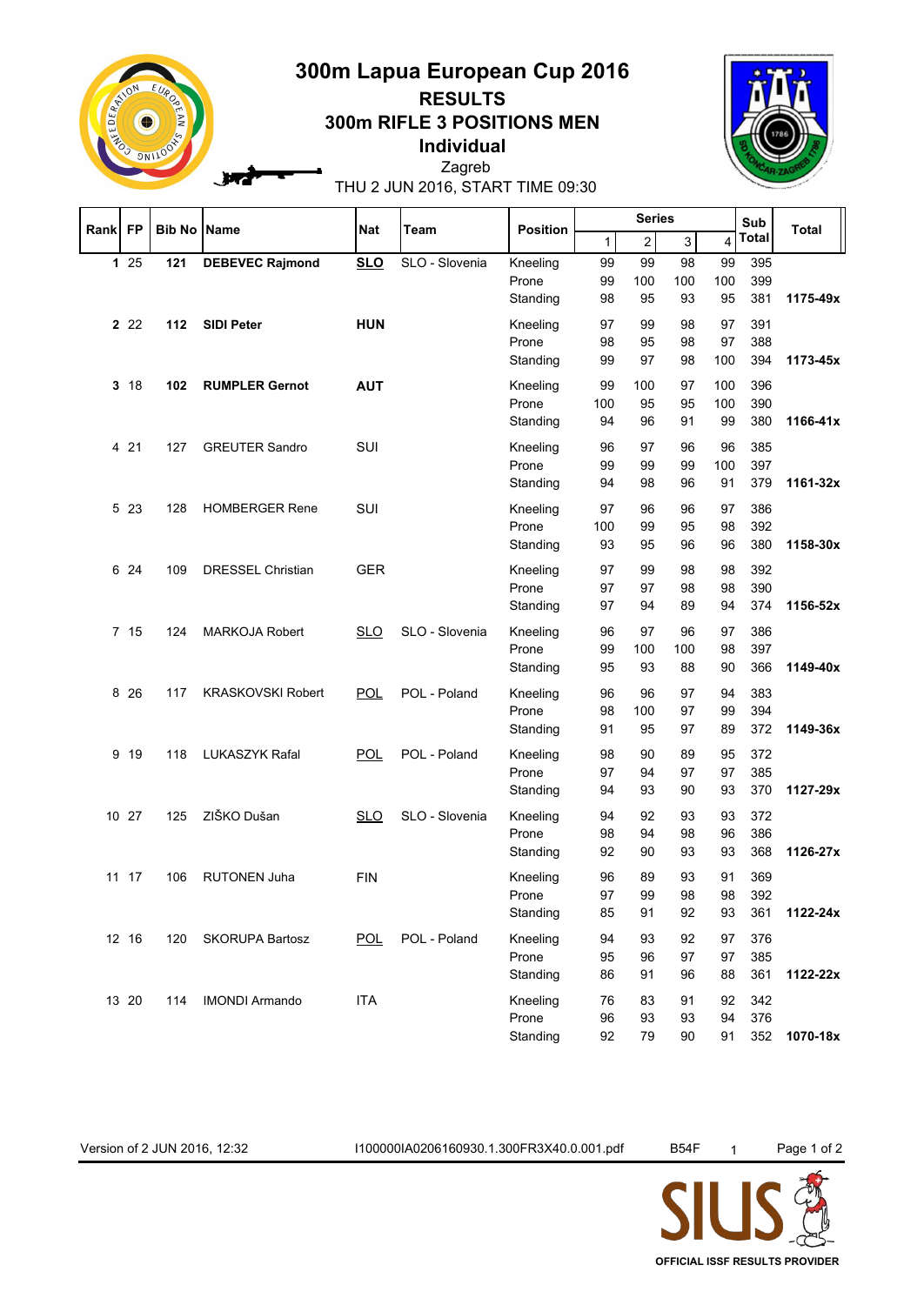# 300m Lapua European Cup 2016

## RESULTS

## 300m RIFLE 3 POSITIONS MEN

## Individual

Zagreb

THU 2 JUN 2016, START TIME 09:30

| Rank | FP | Bib No | Name | Nat | Team | Position | Series 1 | 2 | 3 | 4 | Sub Total | Total |
|---|---|---|---|---|---|---|---|---|---|---|---|---|
| **1** | 25 | **121** | **DEBEVEC Rajmond** | **SLO** | SLO - Slovenia | Kneeling | 99 | 99 | 98 | 99 | 395 | |
| | | | | | | Prone | 99 | 100 | 100 | 100 | 399 | |
| | | | | | | Standing | 98 | 95 | 93 | 95 | 381 | **1175-49x** |
| **2** | 22 | **112** | **SIDI Peter** | **HUN** | | Kneeling | 97 | 99 | 98 | 97 | 391 | |
| | | | | | | Prone | 98 | 95 | 98 | 97 | 388 | |
| | | | | | | Standing | 99 | 97 | 98 | 100 | 394 | **1173-45x** |
| **3** | 18 | **102** | **RUMPLER Gernot** | **AUT** | | Kneeling | 99 | 100 | 97 | 100 | 396 | |
| | | | | | | Prone | 100 | 95 | 95 | 100 | 390 | |
| | | | | | | Standing | 94 | 96 | 91 | 99 | 380 | **1166-41x** |
| 4 | 21 | 127 | GREUTER Sandro | SUI | | Kneeling | 96 | 97 | 96 | 96 | 385 | |
| | | | | | | Prone | 99 | 99 | 99 | 100 | 397 | |
| | | | | | | Standing | 94 | 98 | 96 | 91 | 379 | **1161-32x** |
| 5 | 23 | 128 | HOMBERGER Rene | SUI | | Kneeling | 97 | 96 | 96 | 97 | 386 | |
| | | | | | | Prone | 100 | 99 | 95 | 98 | 392 | |
| | | | | | | Standing | 93 | 95 | 96 | 96 | 380 | **1158-30x** |
| 6 | 24 | 109 | DRESSEL Christian | GER | | Kneeling | 97 | 99 | 98 | 98 | 392 | |
| | | | | | | Prone | 97 | 97 | 98 | 98 | 390 | |
| | | | | | | Standing | 97 | 94 | 89 | 94 | 374 | **1156-52x** |
| 7 | 15 | 124 | MARKOJA Robert | SLO | SLO - Slovenia | Kneeling | 96 | 97 | 96 | 97 | 386 | |
| | | | | | | Prone | 99 | 100 | 100 | 98 | 397 | |
| | | | | | | Standing | 95 | 93 | 88 | 90 | 366 | **1149-40x** |
| 8 | 26 | 117 | KRASKOVSKI Robert | POL | POL - Poland | Kneeling | 96 | 96 | 97 | 94 | 383 | |
| | | | | | | Prone | 98 | 100 | 97 | 99 | 394 | |
| | | | | | | Standing | 91 | 95 | 97 | 89 | 372 | **1149-36x** |
| 9 | 19 | 118 | LUKASZYK Rafal | POL | POL - Poland | Kneeling | 98 | 90 | 89 | 95 | 372 | |
| | | | | | | Prone | 97 | 94 | 97 | 97 | 385 | |
| | | | | | | Standing | 94 | 93 | 90 | 93 | 370 | **1127-29x** |
| 10 | 27 | 125 | ZIŠKO Dušan | SLO | SLO - Slovenia | Kneeling | 94 | 92 | 93 | 93 | 372 | |
| | | | | | | Prone | 98 | 94 | 98 | 96 | 386 | |
| | | | | | | Standing | 92 | 90 | 93 | 93 | 368 | **1126-27x** |
| 11 | 17 | 106 | RUTONEN Juha | FIN | | Kneeling | 96 | 89 | 93 | 91 | 369 | |
| | | | | | | Prone | 97 | 99 | 98 | 98 | 392 | |
| | | | | | | Standing | 85 | 91 | 92 | 93 | 361 | **1122-24x** |
| 12 | 16 | 120 | SKORUPA Bartosz | POL | POL - Poland | Kneeling | 94 | 93 | 92 | 97 | 376 | |
| | | | | | | Prone | 95 | 96 | 97 | 97 | 385 | |
| | | | | | | Standing | 86 | 91 | 96 | 88 | 361 | **1122-22x** |
| 13 | 20 | 114 | IMONDI Armando | ITA | | Kneeling | 76 | 83 | 91 | 92 | 342 | |
| | | | | | | Prone | 96 | 93 | 93 | 94 | 376 | |
| | | | | | | Standing | 92 | 79 | 90 | 91 | 352 | **1070-18x** |

Version of 2 JUN 2016, 12:32 I100000IA0206160930.1.300FR3X40.0.001.pdf B54F 1

OFFICIAL ISSF RESULTS PROVIDER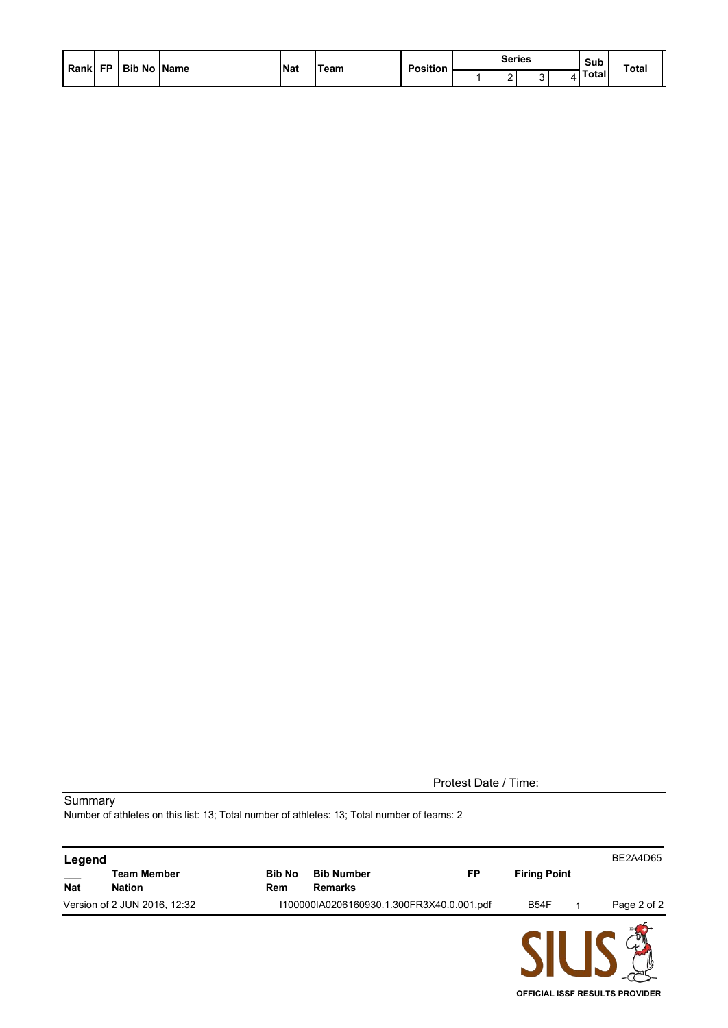| Rank | FP | Bib No | Name | Nat | Team | Position | Series | | | | Sub Total | Total |
|---|---|---|---|---|---|---|---|---|---|---|---|---|
| | | | | | | | 1 | 2 | 3 | 4 | | |

Protest Date / Time:

Summary

Number of athletes on this list: 13; Total number of athletes: 13; Total number of teams: 2

**Legend**

BE2A4D65

| Nat | Team Member<br>Nation | Bib No<br>Rem | Bib Number<br>Remarks | FP | Firing Point |
|---|---|---|---|---|---|

Version of 2 JUN 2016, 12:32 I100000IA0206160930.1.300FR3X40.0.001.pdf B54F 1

OFFICIAL ISSF RESULTS PROVIDER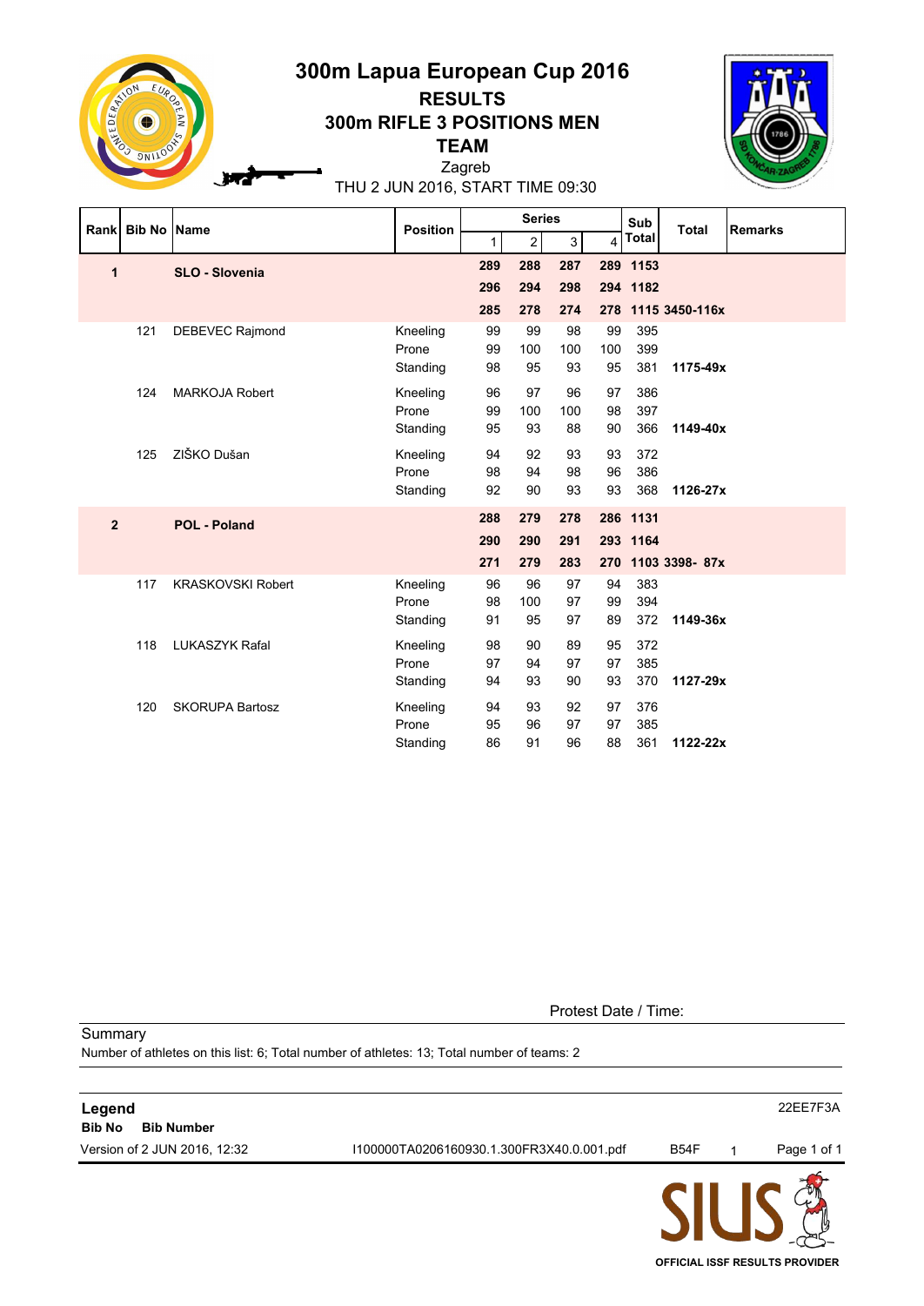# 300m Lapua European Cup 2016

## RESULTS

## 300m RIFLE 3 POSITIONS MEN

## TEAM

Zagreb

THU 2 JUN 2016, START TIME 09:30

| Rank | Bib No | Name | Position | Series 1 | 2 | 3 | 4 | Sub Total | Total | Remarks |
|---|---|---|---|---|---|---|---|---|---|---|
| 1 | | SLO - Slovenia | | 289 | 288 | 287 | 289 | 1153 | | |
| | | | | 296 | 294 | 298 | 294 | 1182 | | |
| | | | | 285 | 278 | 274 | 278 | 1115 | 3450-116x | |
| | 121 | DEBEVEC Rajmond | Kneeling | 99 | 99 | 98 | 99 | 395 | | |
| | | | Prone | 99 | 100 | 100 | 100 | 399 | | |
| | | | Standing | 98 | 95 | 93 | 95 | 381 | 1175-49x | |
| | 124 | MARKOJA Robert | Kneeling | 96 | 97 | 96 | 97 | 386 | | |
| | | | Prone | 99 | 100 | 100 | 98 | 397 | | |
| | | | Standing | 95 | 93 | 88 | 90 | 366 | 1149-40x | |
| | 125 | ZIŠKO Dušan | Kneeling | 94 | 92 | 93 | 93 | 372 | | |
| | | | Prone | 98 | 94 | 98 | 96 | 386 | | |
| | | | Standing | 92 | 90 | 93 | 93 | 368 | 1126-27x | |
| 2 | | POL - Poland | | 288 | 279 | 278 | 286 | 1131 | | |
| | | | | 290 | 290 | 291 | 293 | 1164 | | |
| | | | | 271 | 279 | 283 | 270 | 1103 | 3398- 87x | |
| | 117 | KRASKOVSKI Robert | Kneeling | 96 | 96 | 97 | 94 | 383 | | |
| | | | Prone | 98 | 100 | 97 | 99 | 394 | | |
| | | | Standing | 91 | 95 | 97 | 89 | 372 | 1149-36x | |
| | 118 | LUKASZYK Rafal | Kneeling | 98 | 90 | 89 | 95 | 372 | | |
| | | | Prone | 97 | 94 | 97 | 97 | 385 | | |
| | | | Standing | 94 | 93 | 90 | 93 | 370 | 1127-29x | |
| | 120 | SKORUPA Bartosz | Kneeling | 94 | 93 | 92 | 97 | 376 | | |
| | | | Prone | 95 | 96 | 97 | 97 | 385 | | |
| | | | Standing | 86 | 91 | 96 | 88 | 361 | 1122-22x | |

Protest Date / Time:

Summary

Number of athletes on this list: 6; Total number of athletes: 13; Total number of teams: 2

**Legend**

**Bib No** **Bib Number**

22EE7F3A

Version of 2 JUN 2016, 12:32 I100000TA0206160930.1.300FR3X40.0.001.pdf B54F 1

OFFICIAL ISSF RESULTS PROVIDER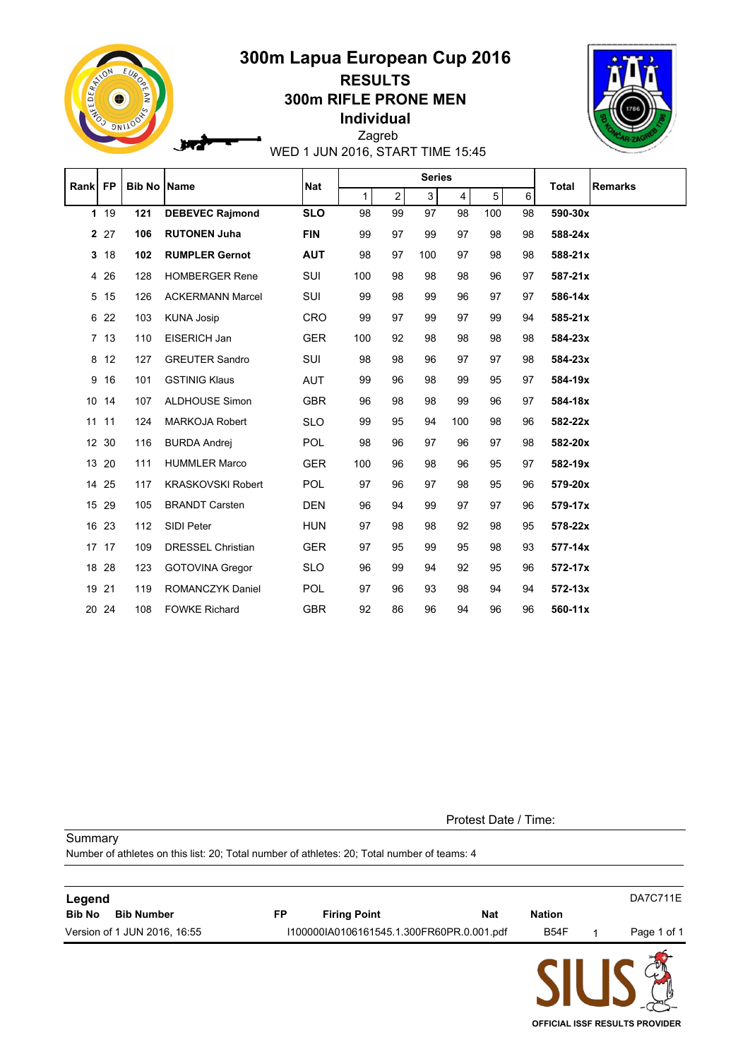# 300m Lapua European Cup 2016

## RESULTS

## 300m RIFLE PRONE MEN

## Individual

Zagreb

WED 1 JUN 2016, START TIME 15:45

| Rank | FP | Bib No | Name | Nat | Series | | | | | | Total | Remarks |
|---|---|---|---|---|---|---|---|---|---|---|---|---|
| | | | | | 1 | 2 | 3 | 4 | 5 | 6 | | |
| **1** | 19 | **121** | **DEBEVEC Rajmond** | **SLO** | 98 | 99 | 97 | 98 | 100 | 98 | **590-30x** | |
| **2** | 27 | **106** | **RUTONEN Juha** | **FIN** | 99 | 97 | 99 | 97 | 98 | 98 | **588-24x** | |
| **3** | 18 | **102** | **RUMPLER Gernot** | **AUT** | 98 | 97 | 100 | 97 | 98 | 98 | **588-21x** | |
| 4 | 26 | 128 | HOMBERGER Rene | SUI | 100 | 98 | 98 | 98 | 96 | 97 | **587-21x** | |
| 5 | 15 | 126 | ACKERMANN Marcel | SUI | 99 | 98 | 99 | 96 | 97 | 97 | **586-14x** | |
| 6 | 22 | 103 | KUNA Josip | CRO | 99 | 97 | 99 | 97 | 99 | 94 | **585-21x** | |
| 7 | 13 | 110 | EISERICH Jan | GER | 100 | 92 | 98 | 98 | 98 | 98 | **584-23x** | |
| 8 | 12 | 127 | GREUTER Sandro | SUI | 98 | 98 | 96 | 97 | 97 | 98 | **584-23x** | |
| 9 | 16 | 101 | GSTINIG Klaus | AUT | 99 | 96 | 98 | 99 | 95 | 97 | **584-19x** | |
| 10 | 14 | 107 | ALDHOUSE Simon | GBR | 96 | 98 | 98 | 99 | 96 | 97 | **584-18x** | |
| 11 | 11 | 124 | MARKOJA Robert | SLO | 99 | 95 | 94 | 100 | 98 | 96 | **582-22x** | |
| 12 | 30 | 116 | BURDA Andrej | POL | 98 | 96 | 97 | 96 | 97 | 98 | **582-20x** | |
| 13 | 20 | 111 | HUMMLER Marco | GER | 100 | 96 | 98 | 96 | 95 | 97 | **582-19x** | |
| 14 | 25 | 117 | KRASKOVSKI Robert | POL | 97 | 96 | 97 | 98 | 95 | 96 | **579-20x** | |
| 15 | 29 | 105 | BRANDT Carsten | DEN | 96 | 94 | 99 | 97 | 97 | 96 | **579-17x** | |
| 16 | 23 | 112 | SIDI Peter | HUN | 97 | 98 | 98 | 92 | 98 | 95 | **578-22x** | |
| 17 | 17 | 109 | DRESSEL Christian | GER | 97 | 95 | 99 | 95 | 98 | 93 | **577-14x** | |
| 18 | 28 | 123 | GOTOVINA Gregor | SLO | 96 | 99 | 94 | 92 | 95 | 96 | **572-17x** | |
| 19 | 21 | 119 | ROMANCZYK Daniel | POL | 97 | 96 | 93 | 98 | 94 | 94 | **572-13x** | |
| 20 | 24 | 108 | FOWKE Richard | GBR | 92 | 86 | 96 | 94 | 96 | 96 | **560-11x** | |

Protest Date / Time:

Summary

Number of athletes on this list: 20; Total number of athletes: 20; Total number of teams: 4

**Legend**

| Bib No | Bib Number | FP | Firing Point | Nat | Nation |
|---|---|---|---|---|---|

DA7C711E

Version of 1 JUN 2016, 16:55 I100000IA0106161545.1.300FR60PR.0.001.pdf B54F 1

OFFICIAL ISSF RESULTS PROVIDER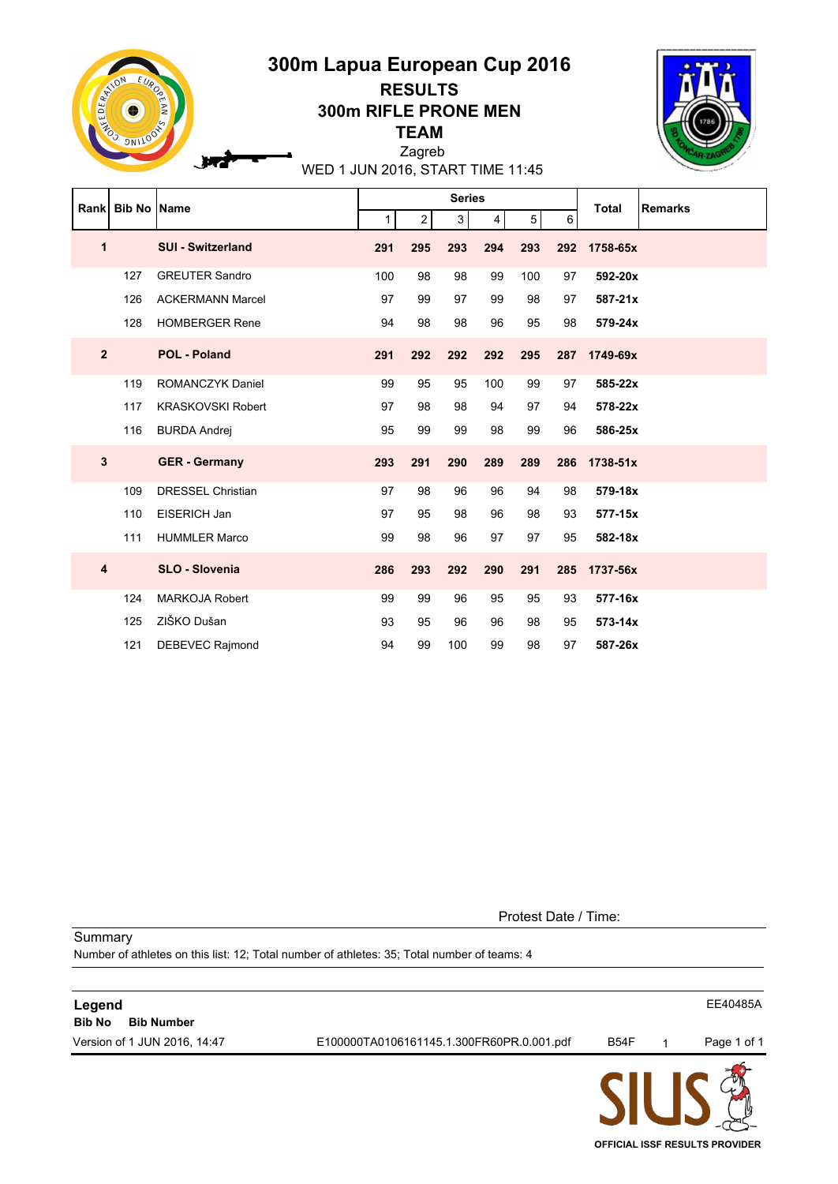# 300m Lapua European Cup 2016

## RESULTS

## 300m RIFLE PRONE MEN

## TEAM

Zagreb

WED 1 JUN 2016, START TIME 11:45

| Rank | Bib No | Name | Series 1 | 2 | 3 | 4 | 5 | 6 | Total | Remarks |
|---|---|---|---|---|---|---|---|---|---|---|
| **1** | | **SUI - Switzerland** | **291** | **295** | **293** | **294** | **293** | **292** | **1758-65x** | |
| | 127 | GREUTER Sandro | 100 | 98 | 98 | 99 | 100 | 97 | **592-20x** | |
| | 126 | ACKERMANN Marcel | 97 | 99 | 97 | 99 | 98 | 97 | **587-21x** | |
| | 128 | HOMBERGER Rene | 94 | 98 | 98 | 96 | 95 | 98 | **579-24x** | |
| **2** | | **POL - Poland** | **291** | **292** | **292** | **292** | **295** | **287** | **1749-69x** | |
| | 119 | ROMANCZYK Daniel | 99 | 95 | 95 | 100 | 99 | 97 | **585-22x** | |
| | 117 | KRASKOVSKI Robert | 97 | 98 | 98 | 94 | 97 | 94 | **578-22x** | |
| | 116 | BURDA Andrej | 95 | 99 | 99 | 98 | 99 | 96 | **586-25x** | |
| **3** | | **GER - Germany** | **293** | **291** | **290** | **289** | **289** | **286** | **1738-51x** | |
| | 109 | DRESSEL Christian | 97 | 98 | 96 | 96 | 94 | 98 | **579-18x** | |
| | 110 | EISERICH Jan | 97 | 95 | 98 | 96 | 98 | 93 | **577-15x** | |
| | 111 | HUMMLER Marco | 99 | 98 | 96 | 97 | 97 | 95 | **582-18x** | |
| **4** | | **SLO - Slovenia** | **286** | **293** | **292** | **290** | **291** | **285** | **1737-56x** | |
| | 124 | MARKOJA Robert | 99 | 99 | 96 | 95 | 95 | 93 | **577-16x** | |
| | 125 | ZIŠKO Dušan | 93 | 95 | 96 | 96 | 98 | 95 | **573-14x** | |
| | 121 | DEBEVEC Rajmond | 94 | 99 | 100 | 99 | 98 | 97 | **587-26x** | |

Protest Date / Time:

Summary

Number of athletes on this list: 12; Total number of athletes: 35; Total number of teams: 4

**Legend**

**Bib No** **Bib Number**

EE40485A

Version of 1 JUN 2016, 14:47 E100000TA0106161145.1.300FR60PR.0.001.pdf B54F 1

OFFICIAL ISSF RESULTS PROVIDER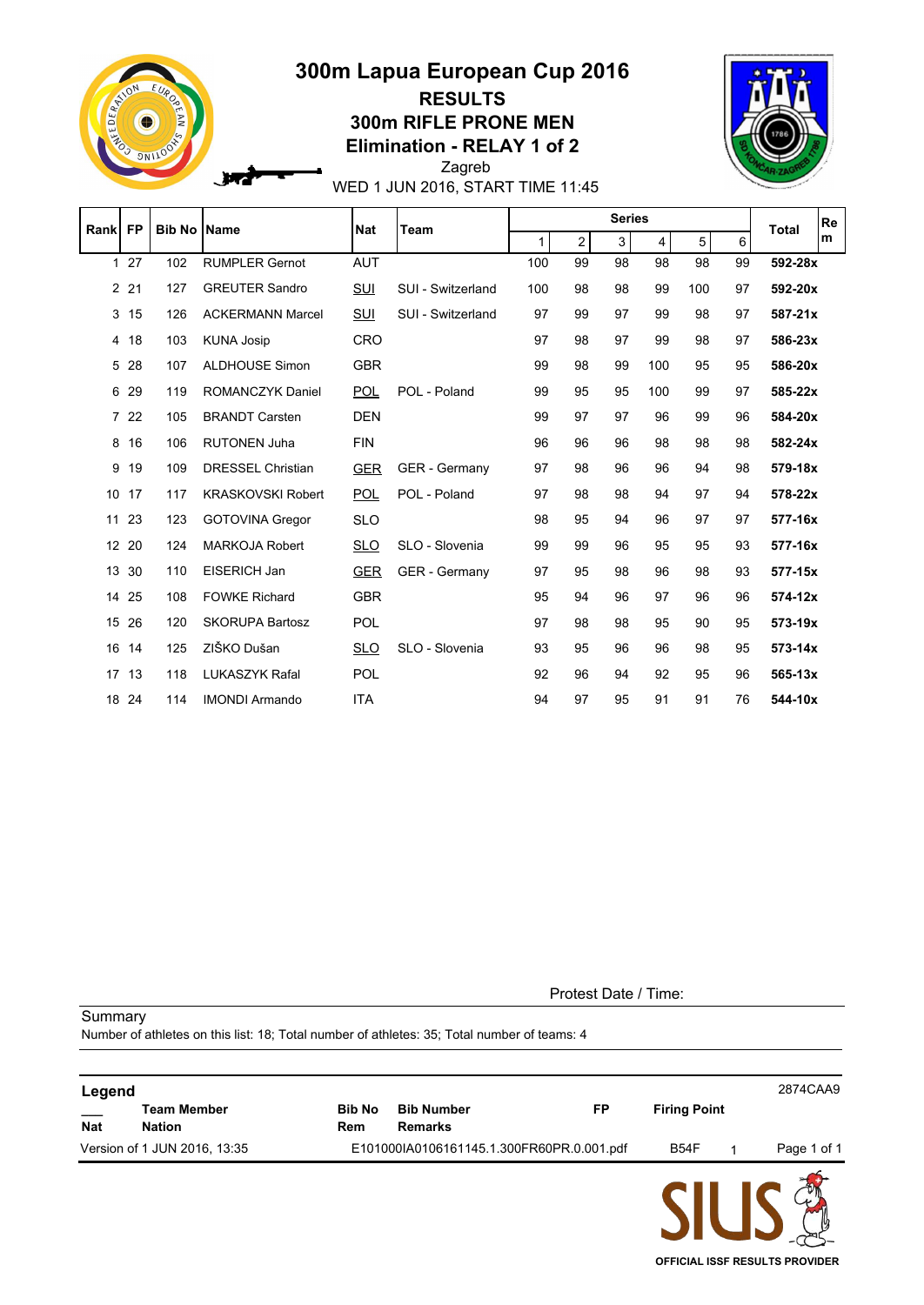# 300m Lapua European Cup 2016

## RESULTS

## 300m RIFLE PRONE MEN

## Elimination - RELAY 1 of 2

Zagreb

WED 1 JUN 2016, START TIME 11:45

| Rank | FP | Bib No | Name | Nat | Team | Series 1 | 2 | 3 | 4 | 5 | 6 | Total | Rem |
|---|---|---|---|---|---|---|---|---|---|---|---|---|---|
| 1 | 27 | 102 | RUMPLER Gernot | AUT | | 100 | 99 | 98 | 98 | 98 | 99 | **592-28x** | |
| 2 | 21 | 127 | GREUTER Sandro | SUI | SUI - Switzerland | 100 | 98 | 98 | 99 | 100 | 97 | **592-20x** | |
| 3 | 15 | 126 | ACKERMANN Marcel | SUI | SUI - Switzerland | 97 | 99 | 97 | 99 | 98 | 97 | **587-21x** | |
| 4 | 18 | 103 | KUNA Josip | CRO | | 97 | 98 | 97 | 99 | 98 | 97 | **586-23x** | |
| 5 | 28 | 107 | ALDHOUSE Simon | GBR | | 99 | 98 | 99 | 100 | 95 | 95 | **586-20x** | |
| 6 | 29 | 119 | ROMANCZYK Daniel | POL | POL - Poland | 99 | 95 | 95 | 100 | 99 | 97 | **585-22x** | |
| 7 | 22 | 105 | BRANDT Carsten | DEN | | 99 | 97 | 97 | 96 | 99 | 96 | **584-20x** | |
| 8 | 16 | 106 | RUTONEN Juha | FIN | | 96 | 96 | 96 | 98 | 98 | 98 | **582-24x** | |
| 9 | 19 | 109 | DRESSEL Christian | GER | GER - Germany | 97 | 98 | 96 | 96 | 94 | 98 | **579-18x** | |
| 10 | 17 | 117 | KRASKOVSKI Robert | POL | POL - Poland | 97 | 98 | 98 | 94 | 97 | 94 | **578-22x** | |
| 11 | 23 | 123 | GOTOVINA Gregor | SLO | | 98 | 95 | 94 | 96 | 97 | 97 | **577-16x** | |
| 12 | 20 | 124 | MARKOJA Robert | SLO | SLO - Slovenia | 99 | 99 | 96 | 95 | 95 | 93 | **577-16x** | |
| 13 | 30 | 110 | EISERICH Jan | GER | GER - Germany | 97 | 95 | 98 | 96 | 98 | 93 | **577-15x** | |
| 14 | 25 | 108 | FOWKE Richard | GBR | | 95 | 94 | 96 | 97 | 96 | 96 | **574-12x** | |
| 15 | 26 | 120 | SKORUPA Bartosz | POL | | 97 | 98 | 98 | 95 | 90 | 95 | **573-19x** | |
| 16 | 14 | 125 | ZIŠKO Dušan | SLO | SLO - Slovenia | 93 | 95 | 96 | 96 | 98 | 95 | **573-14x** | |
| 17 | 13 | 118 | LUKASZYK Rafal | POL | | 92 | 96 | 94 | 92 | 95 | 96 | **565-13x** | |
| 18 | 24 | 114 | IMONDI Armando | ITA | | 94 | 97 | 95 | 91 | 91 | 76 | **544-10x** | |

Protest Date / Time:

Summary

Number of athletes on this list: 18; Total number of athletes: 35; Total number of teams: 4

**Legend** 2874CAA9

| | | | | | |
|---|---|---|---|---|---|
| ___ | **Team Member** | **Bib No** | **Bib Number** | **FP** | **Firing Point** |
| **Nat** | **Nation** | **Rem** | **Remarks** | | |

Version of 1 JUN 2016, 13:35 E101000IA0106161145.1.300FR60PR.0.001.pdf B54F 1

OFFICIAL ISSF RESULTS PROVIDER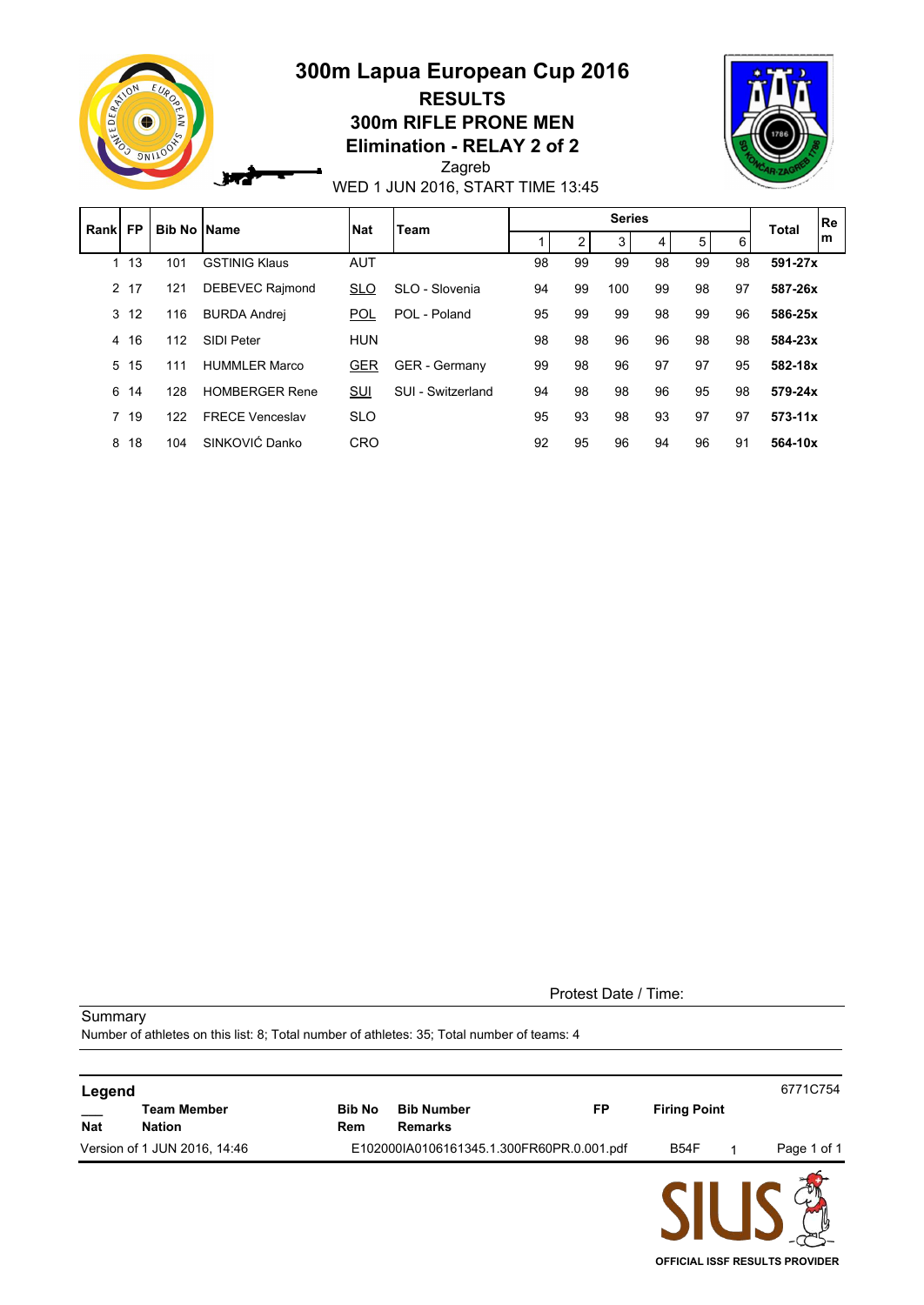# 300m Lapua European Cup 2016

## RESULTS

## 300m RIFLE PRONE MEN

## Elimination - RELAY 2 of 2

Zagreb

WED 1 JUN 2016, START TIME 13:45

| Rank | FP | Bib No | Name | Nat | Team | Series 1 | 2 | 3 | 4 | 5 | 6 | Total | Rem |
|---|---|---|---|---|---|---|---|---|---|---|---|---|---|
| 1 | 13 | 101 | GSTINIG Klaus | AUT | | 98 | 99 | 99 | 98 | 99 | 98 | **591-27x** | |
| 2 | 17 | 121 | DEBEVEC Rajmond | SLO | SLO - Slovenia | 94 | 99 | 100 | 99 | 98 | 97 | **587-26x** | |
| 3 | 12 | 116 | BURDA Andrej | POL | POL - Poland | 95 | 99 | 99 | 98 | 99 | 96 | **586-25x** | |
| 4 | 16 | 112 | SIDI Peter | HUN | | 98 | 98 | 96 | 96 | 98 | 98 | **584-23x** | |
| 5 | 15 | 111 | HUMMLER Marco | GER | GER - Germany | 99 | 98 | 96 | 97 | 97 | 95 | **582-18x** | |
| 6 | 14 | 128 | HOMBERGER Rene | SUI | SUI - Switzerland | 94 | 98 | 98 | 96 | 95 | 98 | **579-24x** | |
| 7 | 19 | 122 | FRECE Venceslav | SLO | | 95 | 93 | 98 | 93 | 97 | 97 | **573-11x** | |
| 8 | 18 | 104 | SINKOVIĆ Danko | CRO | | 92 | 95 | 96 | 94 | 96 | 91 | **564-10x** | |

Protest Date / Time:

Summary

Number of athletes on this list: 8; Total number of athletes: 35; Total number of teams: 4

**Legend**

| | | | | | |
|---|---|---|---|---|---|
| ___ | **Team Member** | **Bib No** | **Bib Number** | **FP** | **Firing Point** |
| **Nat** | **Nation** | **Rem** | **Remarks** | | |

6771C754

Version of 1 JUN 2016, 14:46 E102000IA0106161345.1.300FR60PR.0.001.pdf B54F 1

OFFICIAL ISSF RESULTS PROVIDER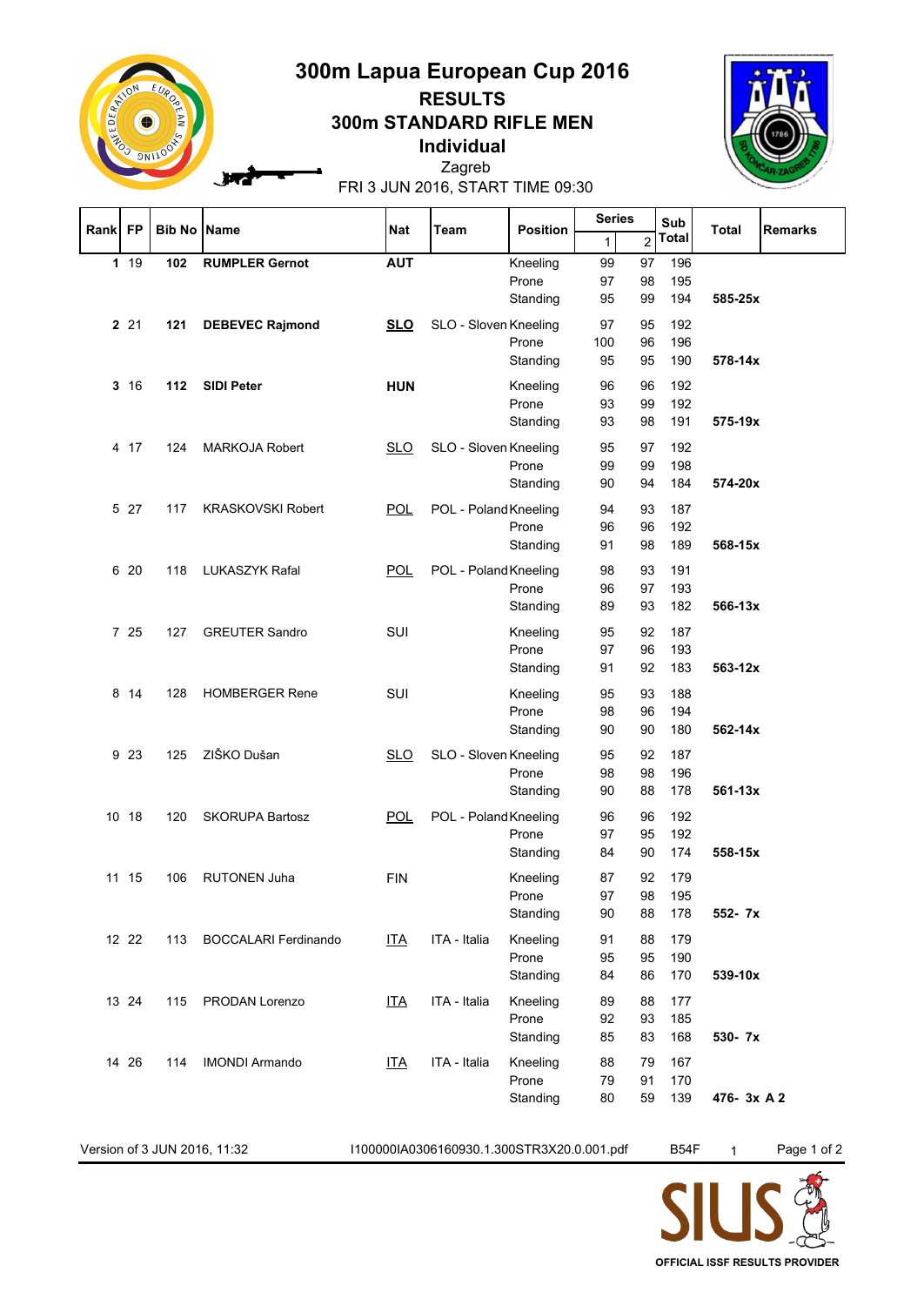# 300m Lapua European Cup 2016

## RESULTS

## 300m STANDARD RIFLE MEN

### Individual

Zagreb

FRI 3 JUN 2016, START TIME 09:30

| Rank | FP | Bib No | Name | Nat | Team | Position | Series 1 | Series 2 | Sub Total | Total | Remarks |
|---|---|---|---|---|---|---|---|---|---|---|---|
| **1** | 19 | **102** | **RUMPLER Gernot** | **AUT** | | Kneeling | 99 | 97 | 196 | | |
| | | | | | | Prone | 97 | 98 | 195 | | |
| | | | | | | Standing | 95 | 99 | 194 | **585-25x** | |
| **2** | 21 | **121** | **DEBEVEC Rajmond** | **SLO** | SLO - Sloven | Kneeling | 97 | 95 | 192 | | |
| | | | | | | Prone | 100 | 96 | 196 | | |
| | | | | | | Standing | 95 | 95 | 190 | **578-14x** | |
| **3** | 16 | **112** | **SIDI Peter** | **HUN** | | Kneeling | 96 | 96 | 192 | | |
| | | | | | | Prone | 93 | 99 | 192 | | |
| | | | | | | Standing | 93 | 98 | 191 | **575-19x** | |
| 4 | 17 | 124 | MARKOJA Robert | SLO | SLO - Sloven | Kneeling | 95 | 97 | 192 | | |
| | | | | | | Prone | 99 | 99 | 198 | | |
| | | | | | | Standing | 90 | 94 | 184 | **574-20x** | |
| 5 | 27 | 117 | KRASKOVSKI Robert | POL | POL - Poland | Kneeling | 94 | 93 | 187 | | |
| | | | | | | Prone | 96 | 96 | 192 | | |
| | | | | | | Standing | 91 | 98 | 189 | **568-15x** | |
| 6 | 20 | 118 | LUKASZYK Rafal | POL | POL - Poland | Kneeling | 98 | 93 | 191 | | |
| | | | | | | Prone | 96 | 97 | 193 | | |
| | | | | | | Standing | 89 | 93 | 182 | **566-13x** | |
| 7 | 25 | 127 | GREUTER Sandro | SUI | | Kneeling | 95 | 92 | 187 | | |
| | | | | | | Prone | 97 | 96 | 193 | | |
| | | | | | | Standing | 91 | 92 | 183 | **563-12x** | |
| 8 | 14 | 128 | HOMBERGER Rene | SUI | | Kneeling | 95 | 93 | 188 | | |
| | | | | | | Prone | 98 | 96 | 194 | | |
| | | | | | | Standing | 90 | 90 | 180 | **562-14x** | |
| 9 | 23 | 125 | ZIŠKO Dušan | SLO | SLO - Sloven | Kneeling | 95 | 92 | 187 | | |
| | | | | | | Prone | 98 | 98 | 196 | | |
| | | | | | | Standing | 90 | 88 | 178 | **561-13x** | |
| 10 | 18 | 120 | SKORUPA Bartosz | POL | POL - Poland | Kneeling | 96 | 96 | 192 | | |
| | | | | | | Prone | 97 | 95 | 192 | | |
| | | | | | | Standing | 84 | 90 | 174 | **558-15x** | |
| 11 | 15 | 106 | RUTONEN Juha | FIN | | Kneeling | 87 | 92 | 179 | | |
| | | | | | | Prone | 97 | 98 | 195 | | |
| | | | | | | Standing | 90 | 88 | 178 | **552- 7x** | |
| 12 | 22 | 113 | BOCCALARI Ferdinando | ITA | ITA - Italia | Kneeling | 91 | 88 | 179 | | |
| | | | | | | Prone | 95 | 95 | 190 | | |
| | | | | | | Standing | 84 | 86 | 170 | **539-10x** | |
| 13 | 24 | 115 | PRODAN Lorenzo | ITA | ITA - Italia | Kneeling | 89 | 88 | 177 | | |
| | | | | | | Prone | 92 | 93 | 185 | | |
| | | | | | | Standing | 85 | 83 | 168 | **530- 7x** | |
| 14 | 26 | 114 | IMONDI Armando | ITA | ITA - Italia | Kneeling | 88 | 79 | 167 | | |
| | | | | | | Prone | 79 | 91 | 170 | | |
| | | | | | | Standing | 80 | 59 | 139 | **476- 3x** | **A 2** |

Version of 3 JUN 2016, 11:32 &nbsp;&nbsp; I100000IA0306160930.1.300STR3X20.0.001.pdf &nbsp;&nbsp; B54F &nbsp;&nbsp; 1

SIUS — OFFICIAL ISSF RESULTS PROVIDER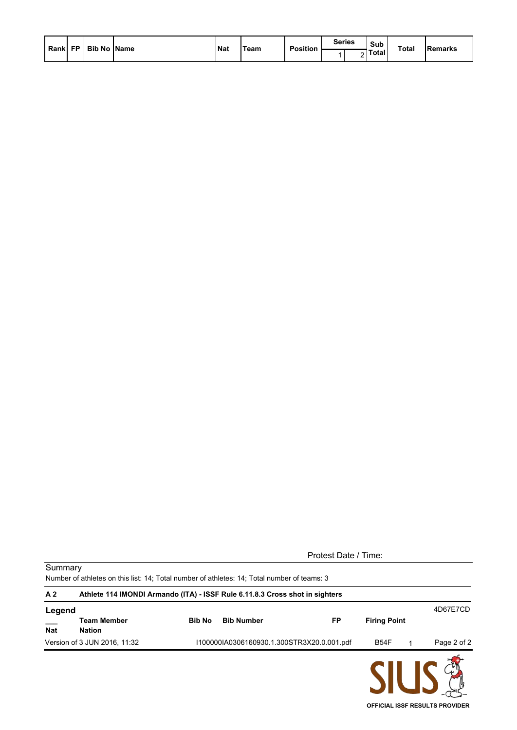| Rank | FP | Bib No | Name | Nat | Team | Position | Series | | Sub Total | Total | Remarks |
|---|---|---|---|---|---|---|---|---|---|---|---|
| | | | | | | | 1 | 2 | | | |

Protest Date / Time:

Summary

Number of athletes on this list: 14; Total number of athletes: 14; Total number of teams: 3

| | |
|---|---|
| **A 2** | **Athlete 114 IMONDI Armando (ITA) - ISSF Rule 6.11.8.3 Cross shot in sighters** |

**Legend**

| | | | | | |
|---|---|---|---|---|---|
| ___ | **Team Member** | **Bib No** | **Bib Number** | **FP** | **Firing Point** |
| **Nat** | **Nation** | | | | |

4D67E7CD

Version of 3 JUN 2016, 11:32 I100000IA0306160930.1.300STR3X20.0.001.pdf B54F 1

OFFICIAL ISSF RESULTS PROVIDER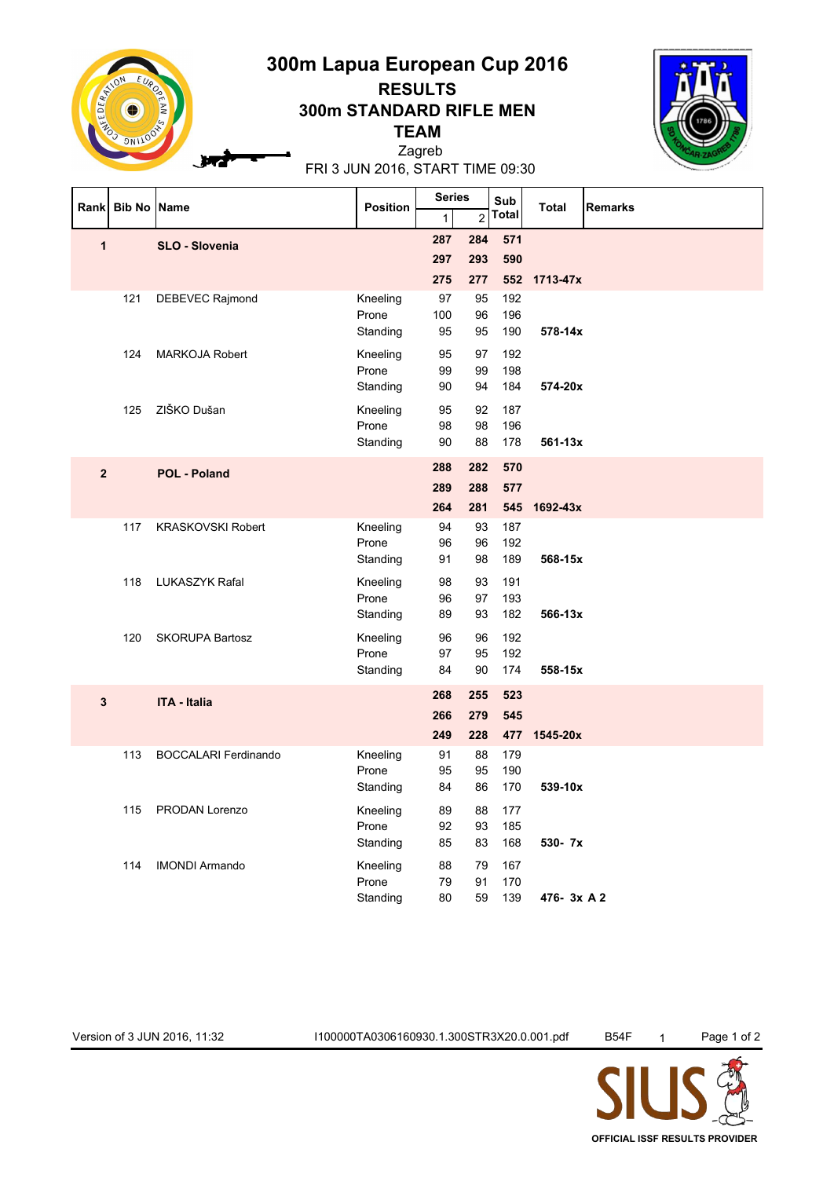# 300m Lapua European Cup 2016

## RESULTS

## 300m STANDARD RIFLE MEN

## TEAM

Zagreb

FRI 3 JUN 2016, START TIME 09:30

| Rank | Bib No | Name | Position | Series 1 | Series 2 | Sub Total | Total | Remarks |
|---|---|---|---|---|---|---|---|---|
| **1** | | **SLO - Slovenia** | | **287** | **284** | **571** | | |
| | | | | **297** | **293** | **590** | | |
| | | | | **275** | **277** | **552** | **1713-47x** | |
| | 121 | DEBEVEC Rajmond | Kneeling | 97 | 95 | 192 | | |
| | | | Prone | 100 | 96 | 196 | | |
| | | | Standing | 95 | 95 | 190 | **578-14x** | |
| | 124 | MARKOJA Robert | Kneeling | 95 | 97 | 192 | | |
| | | | Prone | 99 | 99 | 198 | | |
| | | | Standing | 90 | 94 | 184 | **574-20x** | |
| | 125 | ZIŠKO Dušan | Kneeling | 95 | 92 | 187 | | |
| | | | Prone | 98 | 98 | 196 | | |
| | | | Standing | 90 | 88 | 178 | **561-13x** | |
| **2** | | **POL - Poland** | | **288** | **282** | **570** | | |
| | | | | **289** | **288** | **577** | | |
| | | | | **264** | **281** | **545** | **1692-43x** | |
| | 117 | KRASKOVSKI Robert | Kneeling | 94 | 93 | 187 | | |
| | | | Prone | 96 | 96 | 192 | | |
| | | | Standing | 91 | 98 | 189 | **568-15x** | |
| | 118 | LUKASZYK Rafal | Kneeling | 98 | 93 | 191 | | |
| | | | Prone | 96 | 97 | 193 | | |
| | | | Standing | 89 | 93 | 182 | **566-13x** | |
| | 120 | SKORUPA Bartosz | Kneeling | 96 | 96 | 192 | | |
| | | | Prone | 97 | 95 | 192 | | |
| | | | Standing | 84 | 90 | 174 | **558-15x** | |
| **3** | | **ITA - Italia** | | **268** | **255** | **523** | | |
| | | | | **266** | **279** | **545** | | |
| | | | | **249** | **228** | **477** | **1545-20x** | |
| | 113 | BOCCALARI Ferdinando | Kneeling | 91 | 88 | 179 | | |
| | | | Prone | 95 | 95 | 190 | | |
| | | | Standing | 84 | 86 | 170 | **539-10x** | |
| | 115 | PRODAN Lorenzo | Kneeling | 89 | 88 | 177 | | |
| | | | Prone | 92 | 93 | 185 | | |
| | | | Standing | 85 | 83 | 168 | **530- 7x** | |
| | 114 | IMONDI Armando | Kneeling | 88 | 79 | 167 | | |
| | | | Prone | 79 | 91 | 170 | | |
| | | | Standing | 80 | 59 | 139 | **476- 3x** | **A 2** |

Version of 3 JUN 2016, 11:32 I100000TA0306160930.1.300STR3X20.0.001.pdf B54F 1

OFFICIAL ISSF RESULTS PROVIDER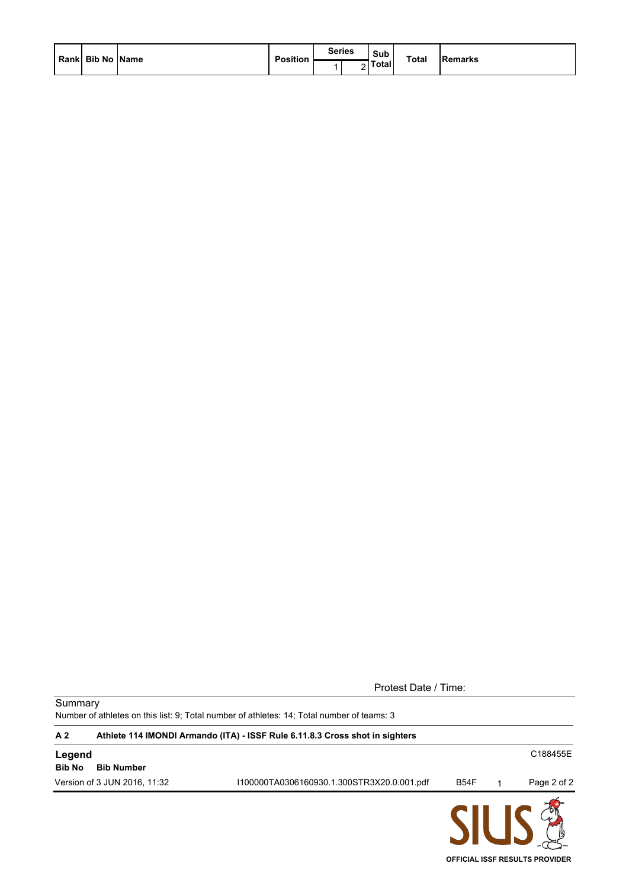| Rank | Bib No | Name | Position | Series | | Sub Total | Total | Remarks |
|---|---|---|---|---|---|---|---|---|
| | | | | 1 | 2 | | | |

Protest Date / Time:

Summary

Number of athletes on this list: 9; Total number of athletes: 14; Total number of teams: 3

| | |
|---|---|
| **A 2** | **Athlete 114 IMONDI Armando (ITA) - ISSF Rule 6.11.8.3 Cross shot in sighters** |

**Legend**

**Bib No** **Bib Number**

C188455E

Version of 3 JUN 2016, 11:32 I100000TA0306160930.1.300STR3X20.0.001.pdf B54F 1

OFFICIAL ISSF RESULTS PROVIDER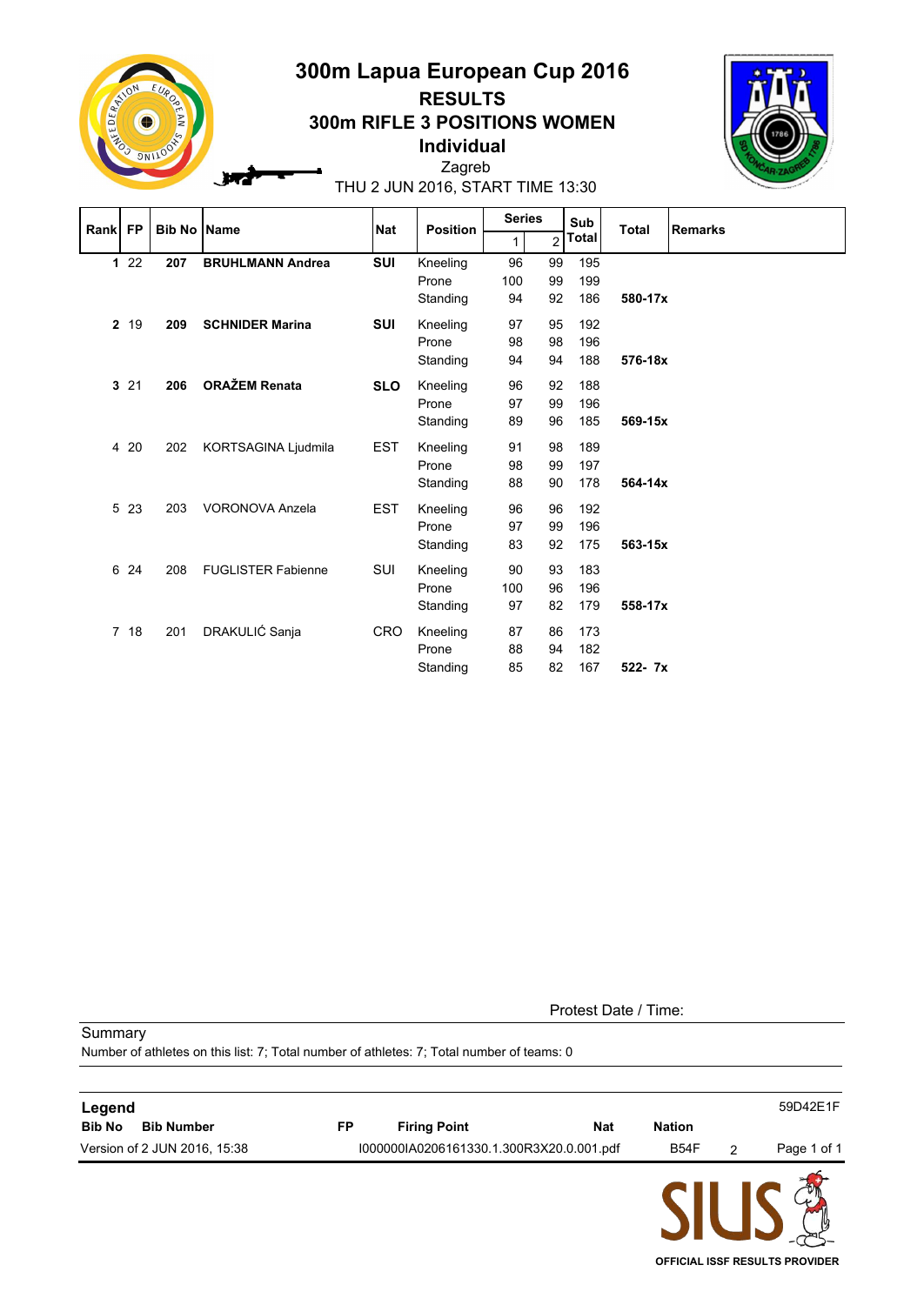# 300m Lapua European Cup 2016

## RESULTS

## 300m RIFLE 3 POSITIONS WOMEN

## Individual

Zagreb

THU 2 JUN 2016, START TIME 13:30

| Rank | FP | Bib No | Name | Nat | Position | Series 1 | Series 2 | Sub Total | Total | Remarks |
|---|---|---|---|---|---|---|---|---|---|---|
| **1** | 22 | **207** | **BRUHLMANN Andrea** | **SUI** | Kneeling | 96 | 99 | 195 | | |
| | | | | | Prone | 100 | 99 | 199 | | |
| | | | | | Standing | 94 | 92 | 186 | **580-17x** | |
| **2** | 19 | **209** | **SCHNIDER Marina** | **SUI** | Kneeling | 97 | 95 | 192 | | |
| | | | | | Prone | 98 | 98 | 196 | | |
| | | | | | Standing | 94 | 94 | 188 | **576-18x** | |
| **3** | 21 | **206** | **ORAŽEM Renata** | **SLO** | Kneeling | 96 | 92 | 188 | | |
| | | | | | Prone | 97 | 99 | 196 | | |
| | | | | | Standing | 89 | 96 | 185 | **569-15x** | |
| 4 | 20 | 202 | KORTSAGINA Ljudmila | EST | Kneeling | 91 | 98 | 189 | | |
| | | | | | Prone | 98 | 99 | 197 | | |
| | | | | | Standing | 88 | 90 | 178 | **564-14x** | |
| 5 | 23 | 203 | VORONOVA Anzela | EST | Kneeling | 96 | 96 | 192 | | |
| | | | | | Prone | 97 | 99 | 196 | | |
| | | | | | Standing | 83 | 92 | 175 | **563-15x** | |
| 6 | 24 | 208 | FUGLISTER Fabienne | SUI | Kneeling | 90 | 93 | 183 | | |
| | | | | | Prone | 100 | 96 | 196 | | |
| | | | | | Standing | 97 | 82 | 179 | **558-17x** | |
| 7 | 18 | 201 | DRAKULIĆ Sanja | CRO | Kneeling | 87 | 86 | 173 | | |
| | | | | | Prone | 88 | 94 | 182 | | |
| | | | | | Standing | 85 | 82 | 167 | **522- 7x** | |

Protest Date / Time:

Summary

Number of athletes on this list: 7; Total number of athletes: 7; Total number of teams: 0

**Legend**

| Bib No | Bib Number | FP | Firing Point | Nat | Nation |
|---|---|---|---|---|---|

59D42E1F

Version of 2 JUN 2016, 15:38 I000000IA0206161330.1.300R3X20.0.001.pdf B54F 2

OFFICIAL ISSF RESULTS PROVIDER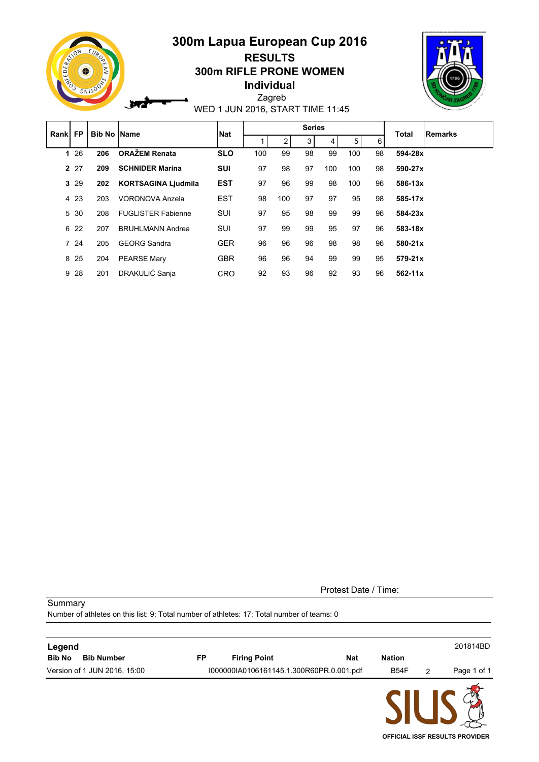# 300m Lapua European Cup 2016

## RESULTS

## 300m RIFLE PRONE WOMEN

## Individual

Zagreb

WED 1 JUN 2016, START TIME 11:45

| Rank | FP | Bib No | Name | Nat | Series | | | | | | Total | Remarks |
|---|---|---|---|---|---|---|---|---|---|---|---|---|
| | | | | | 1 | 2 | 3 | 4 | 5 | 6 | | |
| **1** | 26 | **206** | **ORAŽEM Renata** | **SLO** | 100 | 99 | 98 | 99 | 100 | 98 | **594-28x** | |
| **2** | 27 | **209** | **SCHNIDER Marina** | **SUI** | 97 | 98 | 97 | 100 | 100 | 98 | **590-27x** | |
| **3** | 29 | **202** | **KORTSAGINA Ljudmila** | **EST** | 97 | 96 | 99 | 98 | 100 | 96 | **586-13x** | |
| 4 | 23 | 203 | VORONOVA Anzela | EST | 98 | 100 | 97 | 97 | 95 | 98 | **585-17x** | |
| 5 | 30 | 208 | FUGLISTER Fabienne | SUI | 97 | 95 | 98 | 99 | 99 | 96 | **584-23x** | |
| 6 | 22 | 207 | BRUHLMANN Andrea | SUI | 97 | 99 | 99 | 95 | 97 | 96 | **583-18x** | |
| 7 | 24 | 205 | GEORG Sandra | GER | 96 | 96 | 96 | 98 | 98 | 96 | **580-21x** | |
| 8 | 25 | 204 | PEARSE Mary | GBR | 96 | 96 | 94 | 99 | 99 | 95 | **579-21x** | |
| 9 | 28 | 201 | DRAKULIĆ Sanja | CRO | 92 | 93 | 96 | 92 | 93 | 96 | **562-11x** | |

Protest Date / Time:

Summary

Number of athletes on this list: 9; Total number of athletes: 17; Total number of teams: 0

**Legend**

| Bib No | Bib Number | FP | Firing Point | Nat | Nation |
|---|---|---|---|---|---|

201814BD

Version of 1 JUN 2016, 15:00 I000000IA0106161145.1.300R60PR.0.001.pdf B54F 2

OFFICIAL ISSF RESULTS PROVIDER